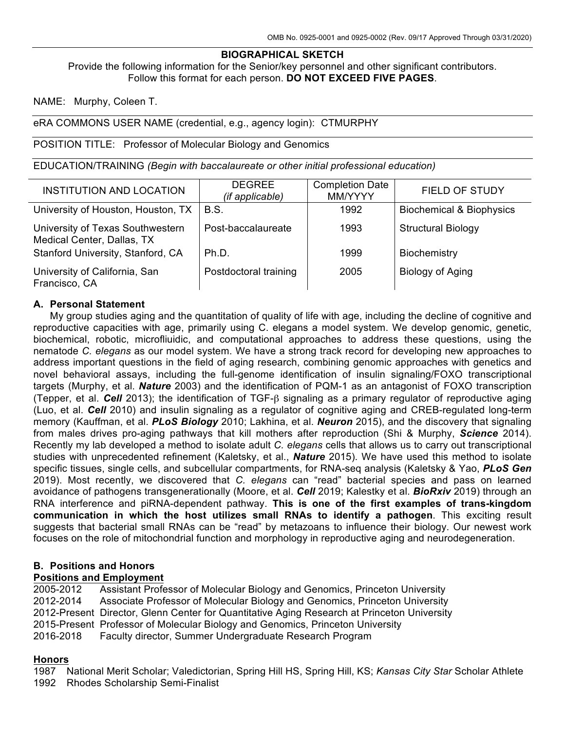OMB No. 0925-0001 and 0925-0002 (Rev. 09/17 Approved Through 03/31/2020)

# BIOGRAPHICAL SKETCH

Provide the following information for the Senior/key personnel and other significant contributors. Follow this format for each person. **DO NOT EXCEED FIVE PAGES**.

NAME: Murphy, Coleen T.

eRA COMMONS USER NAME (credential, e.g., agency login): CTMURPHY

POSITION TITLE: Professor of Molecular Biology and Genomics

EDUCATION/TRAINING *(Begin with baccalaureate or other initial professional education)*

| INSTITUTION AND LOCATION | DEGREE *(if applicable)* | Completion Date MM/YYYY | FIELD OF STUDY |
|---|---|---|---|
| University of Houston, Houston, TX | B.S. | 1992 | Biochemical & Biophysics |
| University of Texas Southwestern Medical Center, Dallas, TX | Post-baccalaureate | 1993 | Structural Biology |
| Stanford University, Stanford, CA | Ph.D. | 1999 | Biochemistry |
| University of California, San Francisco, CA | Postdoctoral training | 2005 | Biology of Aging |

## A. Personal Statement

My group studies aging and the quantitation of quality of life with age, including the decline of cognitive and reproductive capacities with age, primarily using C. elegans a model system. We develop genomic, genetic, biochemical, robotic, microfliuidic, and computational approaches to address these questions, using the nematode *C. elegans* as our model system. We have a strong track record for developing new approaches to address important questions in the field of aging research, combining genomic approaches with genetics and novel behavioral assays, including the full-genome identification of insulin signaling/FOXO transcriptional targets (Murphy, et al. ***Nature*** 2003) and the identification of PQM-1 as an antagonist of FOXO transcription (Tepper, et al. ***Cell*** 2013); the identification of TGF-$\beta$ signaling as a primary regulator of reproductive aging (Luo, et al. ***Cell*** 2010) and insulin signaling as a regulator of cognitive aging and CREB-regulated long-term memory (Kauffman, et al. ***PLoS Biology*** 2010; Lakhina, et al. ***Neuron*** 2015), and the discovery that signaling from males drives pro-aging pathways that kill mothers after reproduction (Shi & Murphy, ***Science*** 2014). Recently my lab developed a method to isolate adult *C. elegans* cells that allows us to carry out transcriptional studies with unprecedented refinement (Kaletsky, et al., ***Nature*** 2015). We have used this method to isolate specific tissues, single cells, and subcellular compartments, for RNA-seq analysis (Kaletsky & Yao, ***PLoS Gen*** 2019). Most recently, we discovered that *C. elegans* can "read" bacterial species and pass on learned avoidance of pathogens transgenerationally (Moore, et al. ***Cell*** 2019; Kalestky et al. ***BioRxiv*** 2019) through an RNA interference and piRNA-dependent pathway. **This is one of the first examples of trans-kingdom communication in which the host utilizes small RNAs to identify a pathogen**. This exciting result suggests that bacterial small RNAs can be "read" by metazoans to influence their biology. Our newest work focuses on the role of mitochondrial function and morphology in reproductive aging and neurodegeneration.

## B. Positions and Honors

### Positions and Employment

2005-2012 Assistant Professor of Molecular Biology and Genomics, Princeton University
2012-2014 Associate Professor of Molecular Biology and Genomics, Princeton University
2012-Present Director, Glenn Center for Quantitative Aging Research at Princeton University
2015-Present Professor of Molecular Biology and Genomics, Princeton University
2016-2018 Faculty director, Summer Undergraduate Research Program

### Honors

1987 National Merit Scholar; Valedictorian, Spring Hill HS, Spring Hill, KS; *Kansas City Star* Scholar Athlete
1992 Rhodes Scholarship Semi-Finalist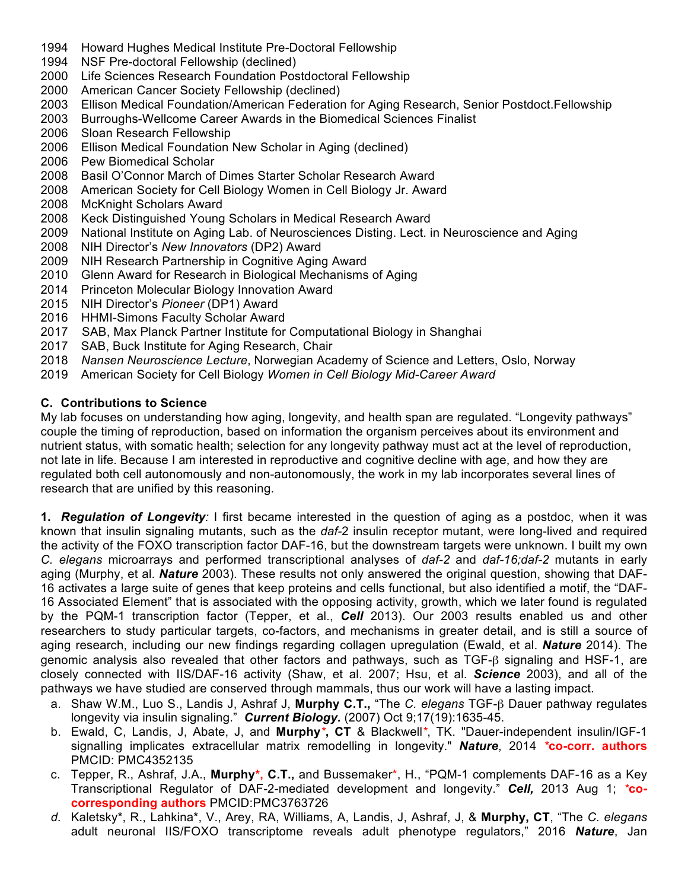1994 Howard Hughes Medical Institute Pre-Doctoral Fellowship
1994 NSF Pre-doctoral Fellowship (declined)
2000 Life Sciences Research Foundation Postdoctoral Fellowship
2000 American Cancer Society Fellowship (declined)
2003 Ellison Medical Foundation/American Federation for Aging Research, Senior Postdoct.Fellowship
2003 Burroughs-Wellcome Career Awards in the Biomedical Sciences Finalist
2006 Sloan Research Fellowship
2006 Ellison Medical Foundation New Scholar in Aging (declined)
2006 Pew Biomedical Scholar
2008 Basil O'Connor March of Dimes Starter Scholar Research Award
2008 American Society for Cell Biology Women in Cell Biology Jr. Award
2008 McKnight Scholars Award
2008 Keck Distinguished Young Scholars in Medical Research Award
2009 National Institute on Aging Lab. of Neurosciences Disting. Lect. in Neuroscience and Aging
2008 NIH Director's *New Innovators* (DP2) Award
2009 NIH Research Partnership in Cognitive Aging Award
2010 Glenn Award for Research in Biological Mechanisms of Aging
2014 Princeton Molecular Biology Innovation Award
2015 NIH Director's *Pioneer* (DP1) Award
2016 HHMI-Simons Faculty Scholar Award
2017 SAB, Max Planck Partner Institute for Computational Biology in Shanghai
2017 SAB, Buck Institute for Aging Research, Chair
2018 *Nansen Neuroscience Lecture*, Norwegian Academy of Science and Letters, Oslo, Norway
2019 American Society for Cell Biology *Women in Cell Biology Mid-Career Award*

## C. Contributions to Science

My lab focuses on understanding how aging, longevity, and health span are regulated. "Longevity pathways" couple the timing of reproduction, based on information the organism perceives about its environment and nutrient status, with somatic health; selection for any longevity pathway must act at the level of reproduction, not late in life. Because I am interested in reproductive and cognitive decline with age, and how they are regulated both cell autonomously and non-autonomously, the work in my lab incorporates several lines of research that are unified by this reasoning.

**1.** ***Regulation of Longevity****:* I first became interested in the question of aging as a postdoc, when it was known that insulin signaling mutants, such as the *daf*-2 insulin receptor mutant, were long-lived and required the activity of the FOXO transcription factor DAF-16, but the downstream targets were unknown. I built my own *C. elegans* microarrays and performed transcriptional analyses of *daf-2* and *daf-16;daf-2* mutants in early aging (Murphy, et al. ***Nature*** 2003). These results not only answered the original question, showing that DAF-16 activates a large suite of genes that keep proteins and cells functional, but also identified a motif, the "DAF-16 Associated Element" that is associated with the opposing activity, growth, which we later found is regulated by the PQM-1 transcription factor (Tepper, et al., ***Cell*** 2013). Our 2003 results enabled us and other researchers to study particular targets, co-factors, and mechanisms in greater detail, and is still a source of aging research, including our new findings regarding collagen upregulation (Ewald, et al. ***Nature*** 2014). The genomic analysis also revealed that other factors and pathways, such as TGF-β signaling and HSF-1, are closely connected with IIS/DAF-16 activity (Shaw, et al. 2007; Hsu, et al. ***Science*** 2003), and all of the pathways we have studied are conserved through mammals, thus our work will have a lasting impact.

a. Shaw W.M., Luo S., Landis J, Ashraf J, **Murphy C.T.,** "The *C. elegans* TGF-β Dauer pathway regulates longevity via insulin signaling." ***Current Biology.*** (2007) Oct 9;17(19):1635-45.
b. Ewald, C, Landis, J, Abate, J, and **Murphy***, **CT** & Blackwell*, TK. "Dauer-independent insulin/IGF-1 signalling implicates extracellular matrix remodelling in longevity." ***Nature***, 2014 ***co-corr. authors** PMCID: PMC4352135
c. Tepper, R., Ashraf, J.A., **Murphy*, C.T.,** and Bussemaker*, H., "PQM-1 complements DAF-16 as a Key Transcriptional Regulator of DAF-2-mediated development and longevity." ***Cell,*** 2013 Aug 1; ***co-corresponding authors** PMCID:PMC3763726
*d.* Kaletsky*, R., Lahkina*, V., Arey, RA, Williams, A, Landis, J, Ashraf, J, & **Murphy, CT**, "The *C. elegans* adult neuronal IIS/FOXO transcriptome reveals adult phenotype regulators," 2016 ***Nature***, Jan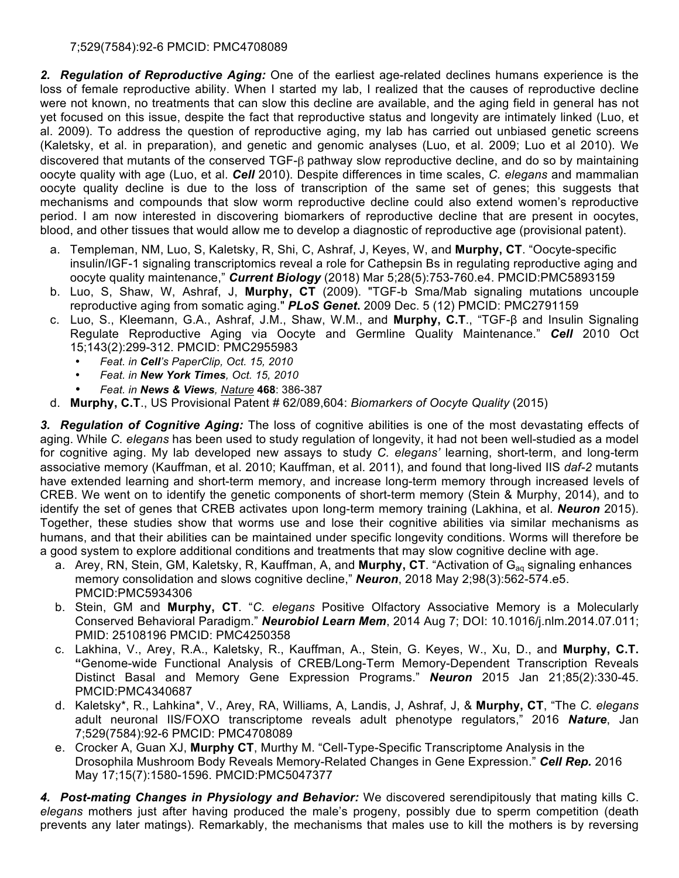7;529(7584):92-6 PMCID: PMC4708089

***2. Regulation of Reproductive Aging:*** One of the earliest age-related declines humans experience is the loss of female reproductive ability. When I started my lab, I realized that the causes of reproductive decline were not known, no treatments that can slow this decline are available, and the aging field in general has not yet focused on this issue, despite the fact that reproductive status and longevity are intimately linked (Luo, et al. 2009). To address the question of reproductive aging, my lab has carried out unbiased genetic screens (Kaletsky, et al. in preparation), and genetic and genomic analyses (Luo, et al. 2009; Luo et al 2010). We discovered that mutants of the conserved TGF-β pathway slow reproductive decline, and do so by maintaining oocyte quality with age (Luo, et al. ***Cell*** 2010). Despite differences in time scales, *C. elegans* and mammalian oocyte quality decline is due to the loss of transcription of the same set of genes; this suggests that mechanisms and compounds that slow worm reproductive decline could also extend women's reproductive period. I am now interested in discovering biomarkers of reproductive decline that are present in oocytes, blood, and other tissues that would allow me to develop a diagnostic of reproductive age (provisional patent).

a. Templeman, NM, Luo, S, Kaletsky, R, Shi, C, Ashraf, J, Keyes, W, and **Murphy, CT**. "Oocyte-specific insulin/IGF-1 signaling transcriptomics reveal a role for Cathepsin Bs in regulating reproductive aging and oocyte quality maintenance," ***Current Biology*** (2018) Mar 5;28(5):753-760.e4. PMCID:PMC5893159
b. Luo, S, Shaw, W, Ashraf, J, **Murphy, CT** (2009). "TGF-b Sma/Mab signaling mutations uncouple reproductive aging from somatic aging." ***PLoS Genet.*** 2009 Dec. 5 (12) PMCID: PMC2791159
c. Luo, S., Kleemann, G.A., Ashraf, J.M., Shaw, W.M., and **Murphy, C.T**., "TGF-β and Insulin Signaling Regulate Reproductive Aging via Oocyte and Germline Quality Maintenance." ***Cell*** 2010 Oct 15;143(2):299-312. PMCID: PMC2955983
   - *Feat. in **Cell**'s PaperClip, Oct. 15, 2010*
   - *Feat. in **New York Times**, Oct. 15, 2010*
   - *Feat. in **News & Views**, Nature* **468**: 386-387
d. **Murphy, C.T**., US Provisional Patent # 62/089,604: *Biomarkers of Oocyte Quality* (2015)

***3. Regulation of Cognitive Aging:*** The loss of cognitive abilities is one of the most devastating effects of aging. While *C. elegans* has been used to study regulation of longevity, it had not been well-studied as a model for cognitive aging. My lab developed new assays to study *C. elegans'* learning, short-term, and long-term associative memory (Kauffman, et al. 2010; Kauffman, et al. 2011), and found that long-lived IIS *daf-2* mutants have extended learning and short-term memory, and increase long-term memory through increased levels of CREB. We went on to identify the genetic components of short-term memory (Stein & Murphy, 2014), and to identify the set of genes that CREB activates upon long-term memory training (Lakhina, et al. ***Neuron*** 2015). Together, these studies show that worms use and lose their cognitive abilities via similar mechanisms as humans, and that their abilities can be maintained under specific longevity conditions. Worms will therefore be a good system to explore additional conditions and treatments that may slow cognitive decline with age.

a. Arey, RN, Stein, GM, Kaletsky, R, Kauffman, A, and **Murphy, CT**. "Activation of $G_{aq}$ signaling enhances memory consolidation and slows cognitive decline," ***Neuron***, 2018 May 2;98(3):562-574.e5. PMCID:PMC5934306
b. Stein, GM and **Murphy, CT**. "*C. elegans* Positive Olfactory Associative Memory is a Molecularly Conserved Behavioral Paradigm." ***Neurobiol Learn Mem***, 2014 Aug 7; DOI: 10.1016/j.nlm.2014.07.011; PMID: 25108196 PMCID: PMC4250358
c. Lakhina, V., Arey, R.A., Kaletsky, R., Kauffman, A., Stein, G. Keyes, W., Xu, D., and **Murphy, C.T. "**Genome-wide Functional Analysis of CREB/Long-Term Memory-Dependent Transcription Reveals Distinct Basal and Memory Gene Expression Programs." ***Neuron*** 2015 Jan 21;85(2):330-45. PMCID:PMC4340687
d. Kaletsky*, R., Lahkina*, V., Arey, RA, Williams, A, Landis, J, Ashraf, J, & **Murphy, CT**, "The *C. elegans* adult neuronal IIS/FOXO transcriptome reveals adult phenotype regulators," 2016 ***Nature***, Jan 7;529(7584):92-6 PMCID: PMC4708089
e. Crocker A, Guan XJ, **Murphy CT**, Murthy M. "Cell-Type-Specific Transcriptome Analysis in the Drosophila Mushroom Body Reveals Memory-Related Changes in Gene Expression." ***Cell Rep.*** 2016 May 17;15(7):1580-1596. PMCID:PMC5047377

***4. Post-mating Changes in Physiology and Behavior:*** We discovered serendipitously that mating kills C. *elegans* mothers just after having produced the male's progeny, possibly due to sperm competition (death prevents any later matings). Remarkably, the mechanisms that males use to kill the mothers is by reversing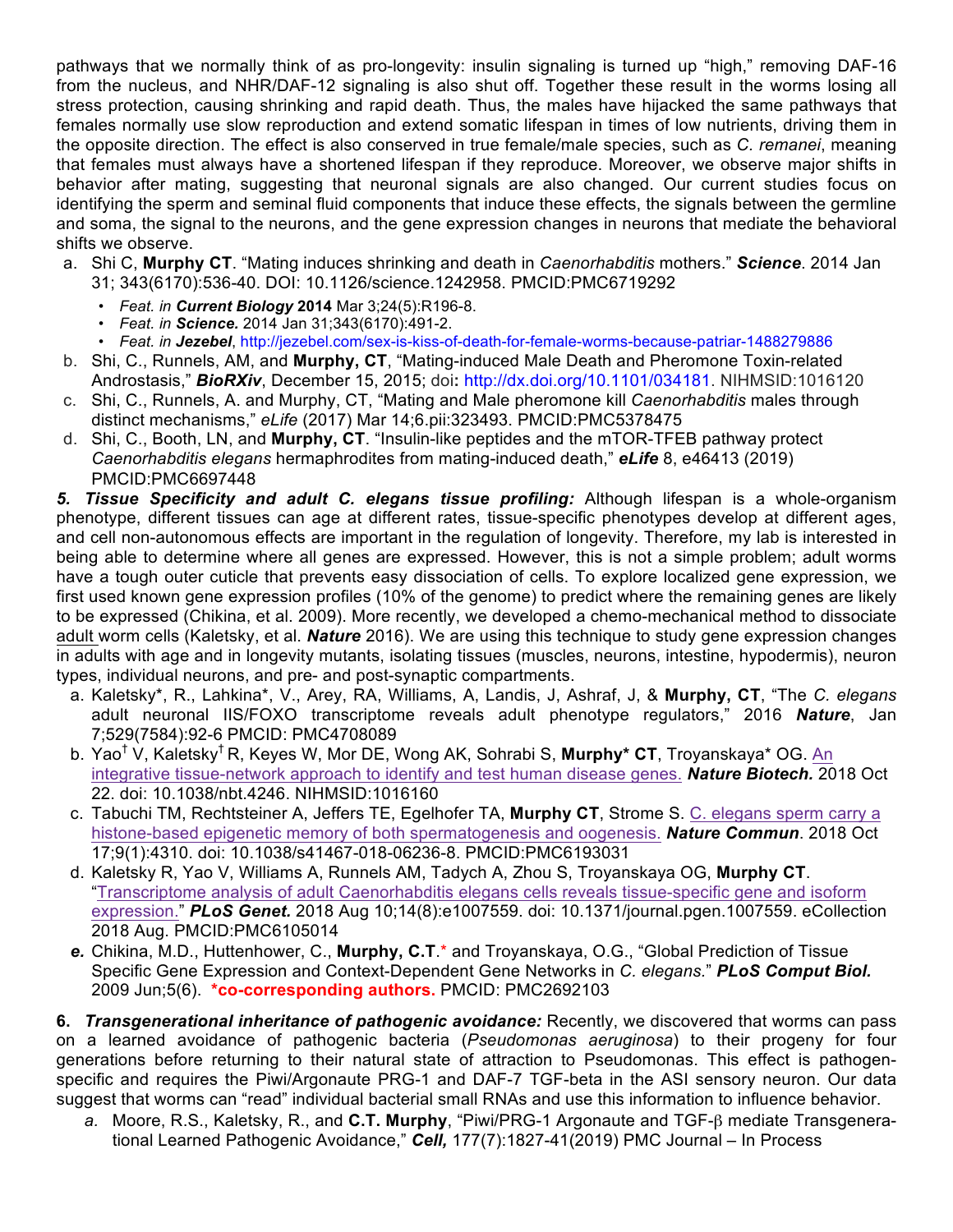pathways that we normally think of as pro-longevity: insulin signaling is turned up "high," removing DAF-16 from the nucleus, and NHR/DAF-12 signaling is also shut off. Together these result in the worms losing all stress protection, causing shrinking and rapid death. Thus, the males have hijacked the same pathways that females normally use slow reproduction and extend somatic lifespan in times of low nutrients, driving them in the opposite direction. The effect is also conserved in true female/male species, such as *C. remanei*, meaning that females must always have a shortened lifespan if they reproduce. Moreover, we observe major shifts in behavior after mating, suggesting that neuronal signals are also changed. Our current studies focus on identifying the sperm and seminal fluid components that induce these effects, the signals between the germline and soma, the signal to the neurons, and the gene expression changes in neurons that mediate the behavioral shifts we observe.

a. Shi C, **Murphy CT**. "Mating induces shrinking and death in *Caenorhabditis* mothers." ***Science***. 2014 Jan 31; 343(6170):536-40. DOI: 10.1126/science.1242958. PMCID:PMC6719292
   - *Feat. in **Current Biology*** **2014** Mar 3;24(5):R196-8.
   - *Feat. in **Science.*** 2014 Jan 31;343(6170):491-2.
   - *Feat. in **Jezebel***, http://jezebel.com/sex-is-kiss-of-death-for-female-worms-because-patriar-1488279886

b. Shi, C., Runnels, AM, and **Murphy, CT**, "Mating-induced Male Death and Pheromone Toxin-related Androstasis," ***BioRXiv***, December 15, 2015; doi**:** http://dx.doi.org/10.1101/034181. NIHMSID:1016120

c. Shi, C., Runnels, A. and Murphy, CT, "Mating and Male pheromone kill *Caenorhabditis* males through distinct mechanisms," *eLife* (2017) Mar 14;6.pii:323493. PMCID:PMC5378475

d. Shi, C., Booth, LN, and **Murphy, CT**. "Insulin-like peptides and the mTOR-TFEB pathway protect *Caenorhabditis elegans* hermaphrodites from mating-induced death," ***eLife*** 8, e46413 (2019) PMCID:PMC6697448

***5. Tissue Specificity and adult C. elegans tissue profiling:*** Although lifespan is a whole-organism phenotype, different tissues can age at different rates, tissue-specific phenotypes develop at different ages, and cell non-autonomous effects are important in the regulation of longevity. Therefore, my lab is interested in being able to determine where all genes are expressed. However, this is not a simple problem; adult worms have a tough outer cuticle that prevents easy dissociation of cells. To explore localized gene expression, we first used known gene expression profiles (10% of the genome) to predict where the remaining genes are likely to be expressed (Chikina, et al. 2009). More recently, we developed a chemo-mechanical method to dissociate adult worm cells (Kaletsky, et al. ***Nature*** 2016). We are using this technique to study gene expression changes in adults with age and in longevity mutants, isolating tissues (muscles, neurons, intestine, hypodermis), neuron types, individual neurons, and pre- and post-synaptic compartments.

a. Kaletsky*, R., Lahkina*, V., Arey, RA, Williams, A, Landis, J, Ashraf, J, & **Murphy, CT**, "The *C. elegans* adult neuronal IIS/FOXO transcriptome reveals adult phenotype regulators," 2016 ***Nature***, Jan 7;529(7584):92-6 PMCID: PMC4708089

b. Yao[†] V, Kaletsky[†] R, Keyes W, Mor DE, Wong AK, Sohrabi S, **Murphy* CT**, Troyanskaya* OG. An integrative tissue-network approach to identify and test human disease genes. ***Nature Biotech.*** 2018 Oct 22. doi: 10.1038/nbt.4246. NIHMSID:1016160

c. Tabuchi TM, Rechtsteiner A, Jeffers TE, Egelhofer TA, **Murphy CT**, Strome S. C. elegans sperm carry a histone-based epigenetic memory of both spermatogenesis and oogenesis. ***Nature Commun***. 2018 Oct 17;9(1):4310. doi: 10.1038/s41467-018-06236-8. PMCID:PMC6193031

d. Kaletsky R, Yao V, Williams A, Runnels AM, Tadych A, Zhou S, Troyanskaya OG, **Murphy CT**. "Transcriptome analysis of adult Caenorhabditis elegans cells reveals tissue-specific gene and isoform expression." ***PLoS Genet.*** 2018 Aug 10;14(8):e1007559. doi: 10.1371/journal.pgen.1007559. eCollection 2018 Aug. PMCID:PMC6105014

***e.*** Chikina, M.D., Huttenhower, C., **Murphy, C.T**.* and Troyanskaya, O.G., "Global Prediction of Tissue Specific Gene Expression and Context-Dependent Gene Networks in *C. elegans*." ***PLoS Comput Biol.*** 2009 Jun;5(6). ***co-corresponding authors.** PMCID: PMC2692103

**6.** ***Transgenerational inheritance of pathogenic avoidance:*** Recently, we discovered that worms can pass on a learned avoidance of pathogenic bacteria (*Pseudomonas aeruginosa*) to their progeny for four generations before returning to their natural state of attraction to Pseudomonas. This effect is pathogen-specific and requires the Piwi/Argonaute PRG-1 and DAF-7 TGF-beta in the ASI sensory neuron. Our data suggest that worms can "read" individual bacterial small RNAs and use this information to influence behavior.

*a.* Moore, R.S., Kaletsky, R., and **C.T. Murphy**, "Piwi/PRG-1 Argonaute and TGF-$\beta$ mediate Transgenerational Learned Pathogenic Avoidance," ***Cell,*** 177(7):1827-41(2019) PMC Journal – In Process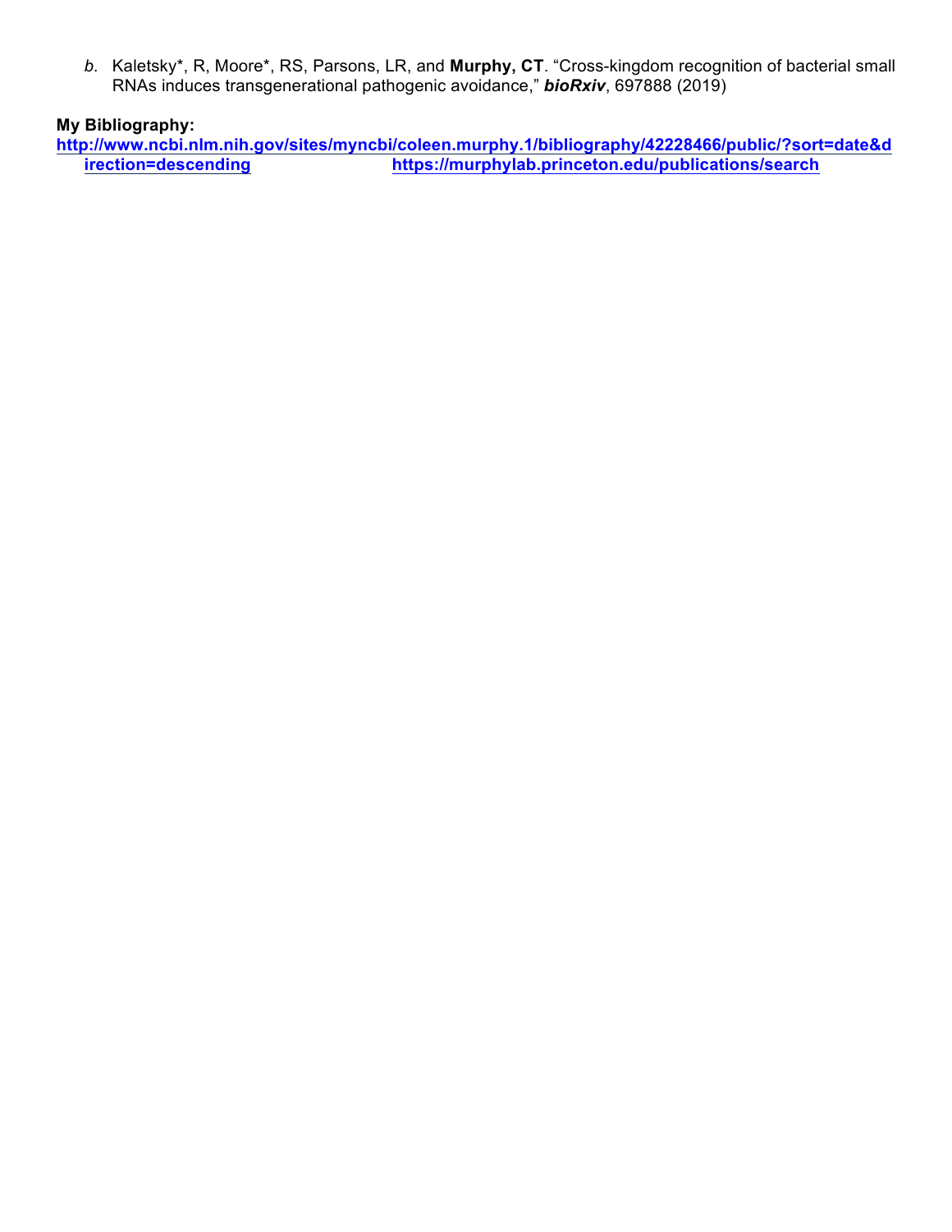*b.* Kaletsky*, R, Moore*, RS, Parsons, LR, and **Murphy, CT**. "Cross-kingdom recognition of bacterial small RNAs induces transgenerational pathogenic avoidance," ***bioRxiv***, 697888 (2019)

**My Bibliography:**
**http://www.ncbi.nlm.nih.gov/sites/myncbi/coleen.murphy.1/bibliography/42228466/public/?sort=date&direction=descending** **https://murphylab.princeton.edu/publications/search**